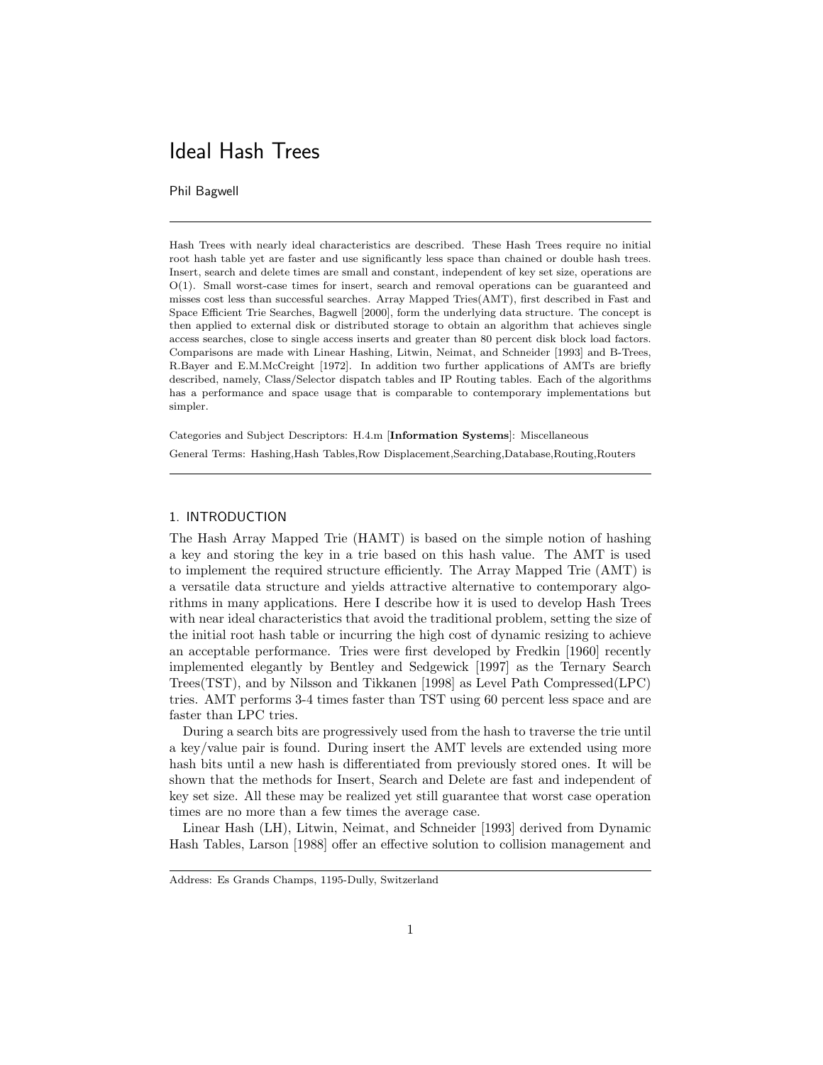# Ideal Hash Trees

Phil Bagwell

---

Hash Trees with nearly ideal characteristics are described. These Hash Trees require no initial root hash table yet are faster and use significantly less space than chained or double hash trees. Insert, search and delete times are small and constant, independent of key set size, operations are O(1). Small worst-case times for insert, search and removal operations can be guaranteed and misses cost less than successful searches. Array Mapped Tries(AMT), first described in Fast and Space Efficient Trie Searches, Bagwell [2000], form the underlying data structure. The concept is then applied to external disk or distributed storage to obtain an algorithm that achieves single access searches, close to single access inserts and greater than 80 percent disk block load factors. Comparisons are made with Linear Hashing, Litwin, Neimat, and Schneider [1993] and B-Trees, R.Bayer and E.M.McCreight [1972]. In addition two further applications of AMTs are briefly described, namely, Class/Selector dispatch tables and IP Routing tables. Each of the algorithms has a performance and space usage that is comparable to contemporary implementations but simpler.

Categories and Subject Descriptors: H.4.m [**Information Systems**]: Miscellaneous

General Terms: Hashing,Hash Tables,Row Displacement,Searching,Database,Routing,Routers

---

## 1. INTRODUCTION

The Hash Array Mapped Trie (HAMT) is based on the simple notion of hashing a key and storing the key in a trie based on this hash value. The AMT is used to implement the required structure efficiently. The Array Mapped Trie (AMT) is a versatile data structure and yields attractive alternative to contemporary algorithms in many applications. Here I describe how it is used to develop Hash Trees with near ideal characteristics that avoid the traditional problem, setting the size of the initial root hash table or incurring the high cost of dynamic resizing to achieve an acceptable performance. Tries were first developed by Fredkin [1960] recently implemented elegantly by Bentley and Sedgewick [1997] as the Ternary Search Trees(TST), and by Nilsson and Tikkanen [1998] as Level Path Compressed(LPC) tries. AMT performs 3-4 times faster than TST using 60 percent less space and are faster than LPC tries.

During a search bits are progressively used from the hash to traverse the trie until a key/value pair is found. During insert the AMT levels are extended using more hash bits until a new hash is differentiated from previously stored ones. It will be shown that the methods for Insert, Search and Delete are fast and independent of key set size. All these may be realized yet still guarantee that worst case operation times are no more than a few times the average case.

Linear Hash (LH), Litwin, Neimat, and Schneider [1993] derived from Dynamic Hash Tables, Larson [1988] offer an effective solution to collision management and

---

Address: Es Grands Champs, 1195-Dully, Switzerland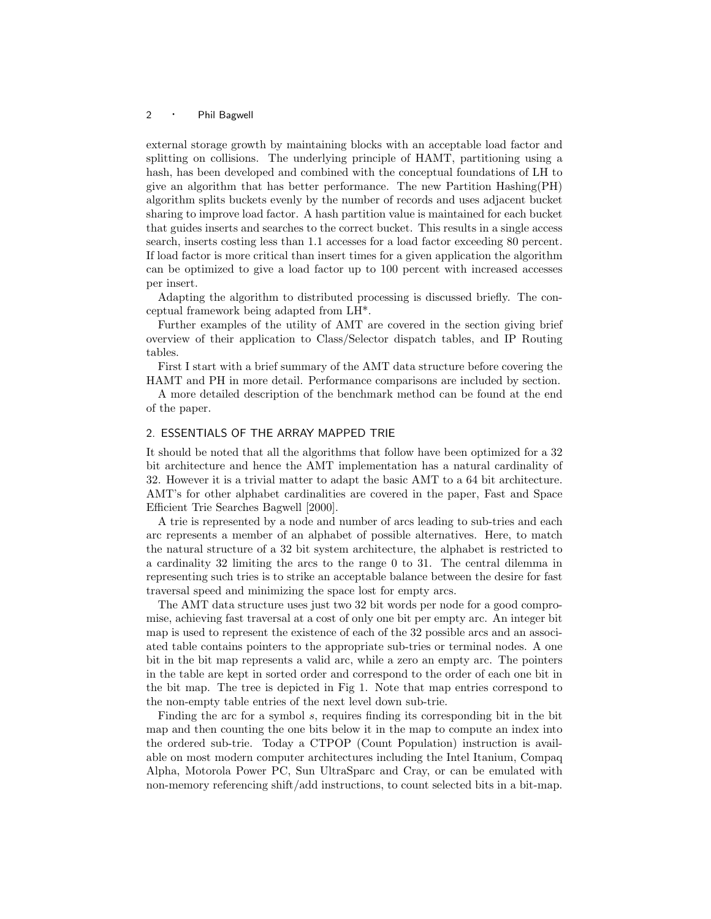external storage growth by maintaining blocks with an acceptable load factor and splitting on collisions. The underlying principle of HAMT, partitioning using a hash, has been developed and combined with the conceptual foundations of LH to give an algorithm that has better performance. The new Partition Hashing(PH) algorithm splits buckets evenly by the number of records and uses adjacent bucket sharing to improve load factor. A hash partition value is maintained for each bucket that guides inserts and searches to the correct bucket. This results in a single access search, inserts costing less than 1.1 accesses for a load factor exceeding 80 percent. If load factor is more critical than insert times for a given application the algorithm can be optimized to give a load factor up to 100 percent with increased accesses per insert.

Adapting the algorithm to distributed processing is discussed briefly. The conceptual framework being adapted from LH*.

Further examples of the utility of AMT are covered in the section giving brief overview of their application to Class/Selector dispatch tables, and IP Routing tables.

First I start with a brief summary of the AMT data structure before covering the HAMT and PH in more detail. Performance comparisons are included by section.

A more detailed description of the benchmark method can be found at the end of the paper.

## 2. ESSENTIALS OF THE ARRAY MAPPED TRIE

It should be noted that all the algorithms that follow have been optimized for a 32 bit architecture and hence the AMT implementation has a natural cardinality of 32. However it is a trivial matter to adapt the basic AMT to a 64 bit architecture. AMT's for other alphabet cardinalities are covered in the paper, Fast and Space Efficient Trie Searches Bagwell [2000].

A trie is represented by a node and number of arcs leading to sub-tries and each arc represents a member of an alphabet of possible alternatives. Here, to match the natural structure of a 32 bit system architecture, the alphabet is restricted to a cardinality 32 limiting the arcs to the range 0 to 31. The central dilemma in representing such tries is to strike an acceptable balance between the desire for fast traversal speed and minimizing the space lost for empty arcs.

The AMT data structure uses just two 32 bit words per node for a good compromise, achieving fast traversal at a cost of only one bit per empty arc. An integer bit map is used to represent the existence of each of the 32 possible arcs and an associated table contains pointers to the appropriate sub-tries or terminal nodes. A one bit in the bit map represents a valid arc, while a zero an empty arc. The pointers in the table are kept in sorted order and correspond to the order of each one bit in the bit map. The tree is depicted in Fig 1. Note that map entries correspond to the non-empty table entries of the next level down sub-trie.

Finding the arc for a symbol $s$, requires finding its corresponding bit in the bit map and then counting the one bits below it in the map to compute an index into the ordered sub-trie. Today a CTPOP (Count Population) instruction is available on most modern computer architectures including the Intel Itanium, Compaq Alpha, Motorola Power PC, Sun UltraSparc and Cray, or can be emulated with non-memory referencing shift/add instructions, to count selected bits in a bit-map.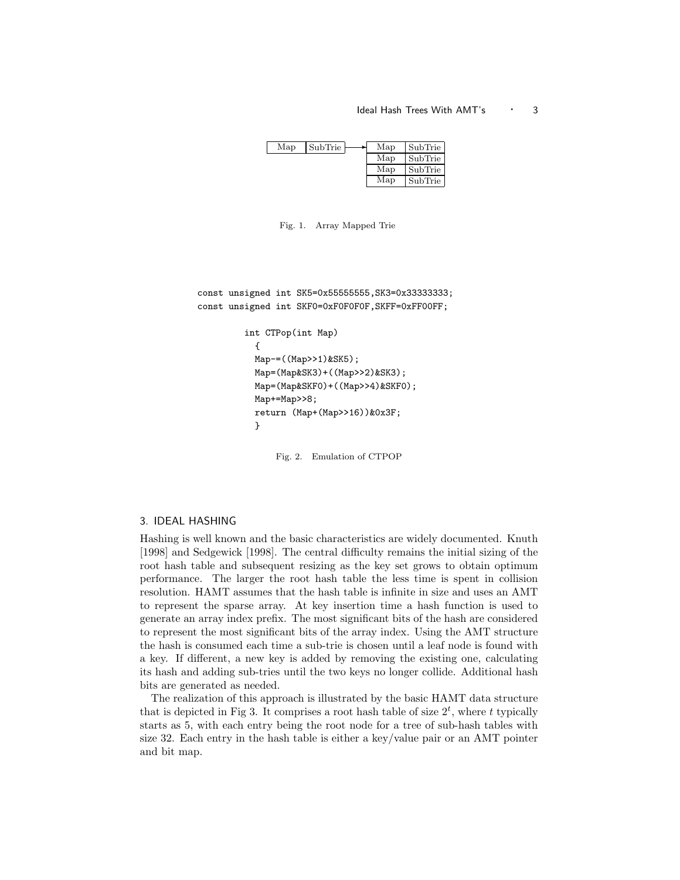| Map | SubTrie |
|---|---|

→

| Map | SubTrie |
|---|---|
| Map | SubTrie |
| Map | SubTrie |
| Map | SubTrie |

Fig. 1. Array Mapped Trie

```
const unsigned int SK5=0x55555555,SK3=0x33333333;
const unsigned int SKF0=0xF0F0F0F,SKFF=0xFF00FF;

        int CTPop(int Map)
          {
          Map-=((Map>>1)&SK5);
          Map=(Map&SK3)+((Map>>2)&SK3);
          Map=(Map&SKF0)+((Map>>4)&SKF0);
          Map+=Map>>8;
          return (Map+(Map>>16))&0x3F;
          }
```

Fig. 2. Emulation of CTPOP

## 3. IDEAL HASHING

Hashing is well known and the basic characteristics are widely documented. Knuth [1998] and Sedgewick [1998]. The central difficulty remains the initial sizing of the root hash table and subsequent resizing as the key set grows to obtain optimum performance. The larger the root hash table the less time is spent in collision resolution. HAMT assumes that the hash table is infinite in size and uses an AMT to represent the sparse array. At key insertion time a hash function is used to generate an array index prefix. The most significant bits of the hash are considered to represent the most significant bits of the array index. Using the AMT structure the hash is consumed each time a sub-trie is chosen until a leaf node is found with a key. If different, a new key is added by removing the existing one, calculating its hash and adding sub-tries until the two keys no longer collide. Additional hash bits are generated as needed.

The realization of this approach is illustrated by the basic HAMT data structure that is depicted in Fig 3. It comprises a root hash table of size $2^t$, where $t$ typically starts as 5, with each entry being the root node for a tree of sub-hash tables with size 32. Each entry in the hash table is either a key/value pair or an AMT pointer and bit map.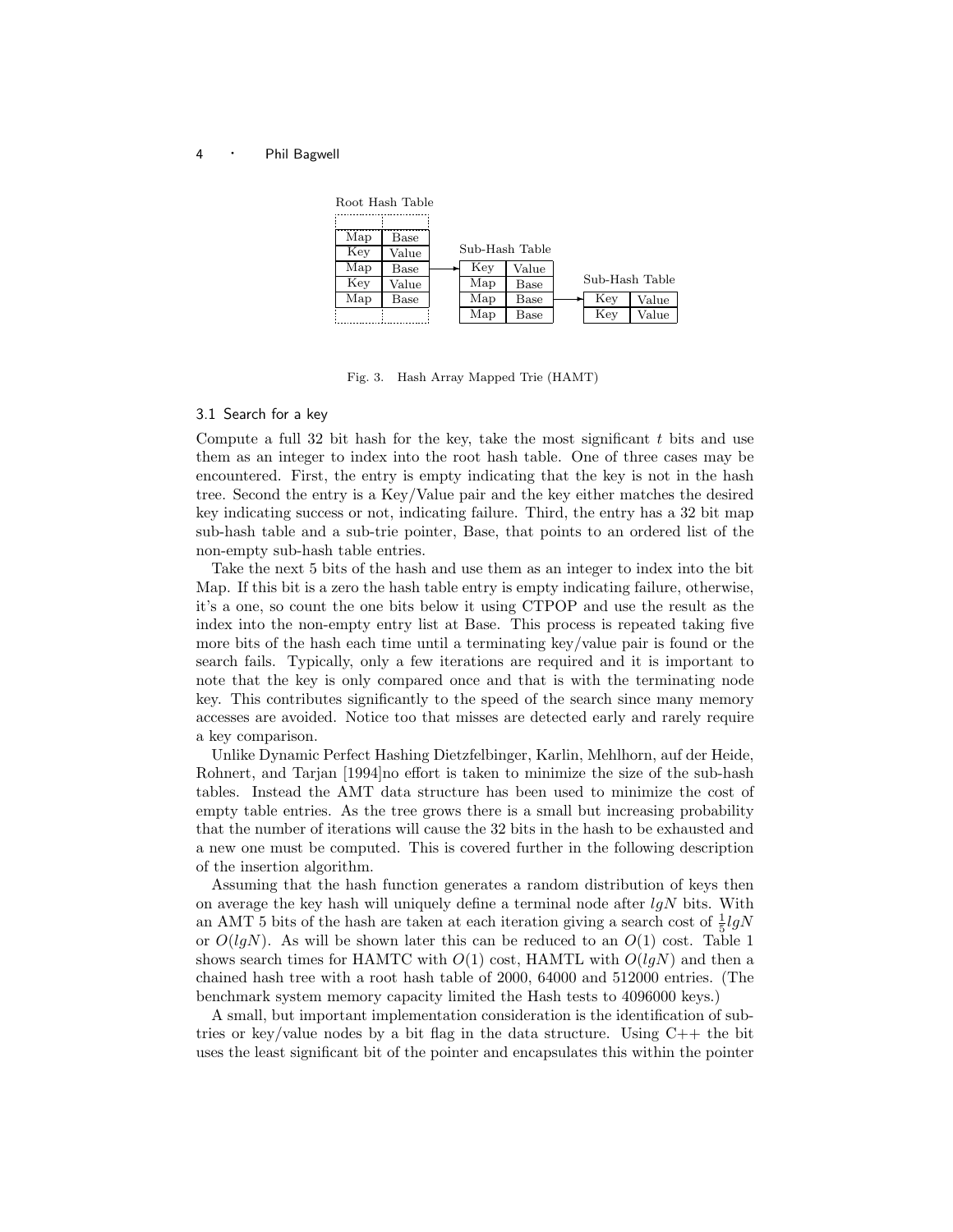Root Hash Table

| Map | Base |
|---|---|
| Key | Value |
| Map | Base |
| Key | Value |
| Map | Base |

Sub-Hash Table

| Key | Value |
|---|---|
| Map | Base |
| Map | Base |
| Map | Base |

Sub-Hash Table

| Key | Value |
|---|---|
| Key | Value |

Fig. 3. Hash Array Mapped Trie (HAMT)

### 3.1 Search for a key

Compute a full 32 bit hash for the key, take the most significant $t$ bits and use them as an integer to index into the root hash table. One of three cases may be encountered. First, the entry is empty indicating that the key is not in the hash tree. Second the entry is a Key/Value pair and the key either matches the desired key indicating success or not, indicating failure. Third, the entry has a 32 bit map sub-hash table and a sub-trie pointer, Base, that points to an ordered list of the non-empty sub-hash table entries.

Take the next 5 bits of the hash and use them as an integer to index into the bit Map. If this bit is a zero the hash table entry is empty indicating failure, otherwise, it's a one, so count the one bits below it using CTPOP and use the result as the index into the non-empty entry list at Base. This process is repeated taking five more bits of the hash each time until a terminating key/value pair is found or the search fails. Typically, only a few iterations are required and it is important to note that the key is only compared once and that is with the terminating node key. This contributes significantly to the speed of the search since many memory accesses are avoided. Notice too that misses are detected early and rarely require a key comparison.

Unlike Dynamic Perfect Hashing Dietzfelbinger, Karlin, Mehlhorn, auf der Heide, Rohnert, and Tarjan [1994]no effort is taken to minimize the size of the sub-hash tables. Instead the AMT data structure has been used to minimize the cost of empty table entries. As the tree grows there is a small but increasing probability that the number of iterations will cause the 32 bits in the hash to be exhausted and a new one must be computed. This is covered further in the following description of the insertion algorithm.

Assuming that the hash function generates a random distribution of keys then on average the key hash will uniquely define a terminal node after $lgN$ bits. With an AMT 5 bits of the hash are taken at each iteration giving a search cost of $\frac{1}{5}lgN$ or $O(lgN)$. As will be shown later this can be reduced to an $O(1)$ cost. Table 1 shows search times for HAMTC with $O(1)$ cost, HAMTL with $O(lgN)$ and then a chained hash tree with a root hash table of 2000, 64000 and 512000 entries. (The benchmark system memory capacity limited the Hash tests to 4096000 keys.)

A small, but important implementation consideration is the identification of sub-tries or key/value nodes by a bit flag in the data structure. Using C++ the bit uses the least significant bit of the pointer and encapsulates this within the pointer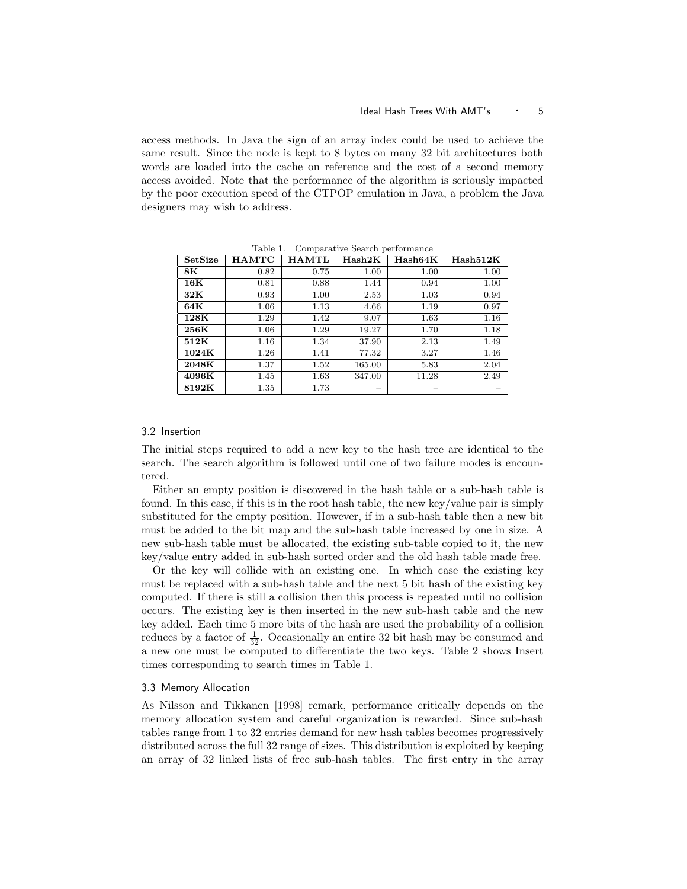access methods. In Java the sign of an array index could be used to achieve the same result. Since the node is kept to 8 bytes on many 32 bit architectures both words are loaded into the cache on reference and the cost of a second memory access avoided. Note that the performance of the algorithm is seriously impacted by the poor execution speed of the CTPOP emulation in Java, a problem the Java designers may wish to address.

Table 1. Comparative Search performance

| SetSize | HAMTC | HAMTL | Hash2K | Hash64K | Hash512K |
|---|---|---|---|---|---|
| **8K** | 0.82 | 0.75 | 1.00 | 1.00 | 1.00 |
| **16K** | 0.81 | 0.88 | 1.44 | 0.94 | 1.00 |
| **32K** | 0.93 | 1.00 | 2.53 | 1.03 | 0.94 |
| **64K** | 1.06 | 1.13 | 4.66 | 1.19 | 0.97 |
| **128K** | 1.29 | 1.42 | 9.07 | 1.63 | 1.16 |
| **256K** | 1.06 | 1.29 | 19.27 | 1.70 | 1.18 |
| **512K** | 1.16 | 1.34 | 37.90 | 2.13 | 1.49 |
| **1024K** | 1.26 | 1.41 | 77.32 | 3.27 | 1.46 |
| **2048K** | 1.37 | 1.52 | 165.00 | 5.83 | 2.04 |
| **4096K** | 1.45 | 1.63 | 347.00 | 11.28 | 2.49 |
| **8192K** | 1.35 | 1.73 | – | – | – |

### 3.2 Insertion

The initial steps required to add a new key to the hash tree are identical to the search. The search algorithm is followed until one of two failure modes is encountered.

Either an empty position is discovered in the hash table or a sub-hash table is found. In this case, if this is in the root hash table, the new key/value pair is simply substituted for the empty position. However, if in a sub-hash table then a new bit must be added to the bit map and the sub-hash table increased by one in size. A new sub-hash table must be allocated, the existing sub-table copied to it, the new key/value entry added in sub-hash sorted order and the old hash table made free.

Or the key will collide with an existing one. In which case the existing key must be replaced with a sub-hash table and the next 5 bit hash of the existing key computed. If there is still a collision then this process is repeated until no collision occurs. The existing key is then inserted in the new sub-hash table and the new key added. Each time 5 more bits of the hash are used the probability of a collision reduces by a factor of $\frac{1}{32}$. Occasionally an entire 32 bit hash may be consumed and a new one must be computed to differentiate the two keys. Table 2 shows Insert times corresponding to search times in Table 1.

### 3.3 Memory Allocation

As Nilsson and Tikkanen [1998] remark, performance critically depends on the memory allocation system and careful organization is rewarded. Since sub-hash tables range from 1 to 32 entries demand for new hash tables becomes progressively distributed across the full 32 range of sizes. This distribution is exploited by keeping an array of 32 linked lists of free sub-hash tables. The first entry in the array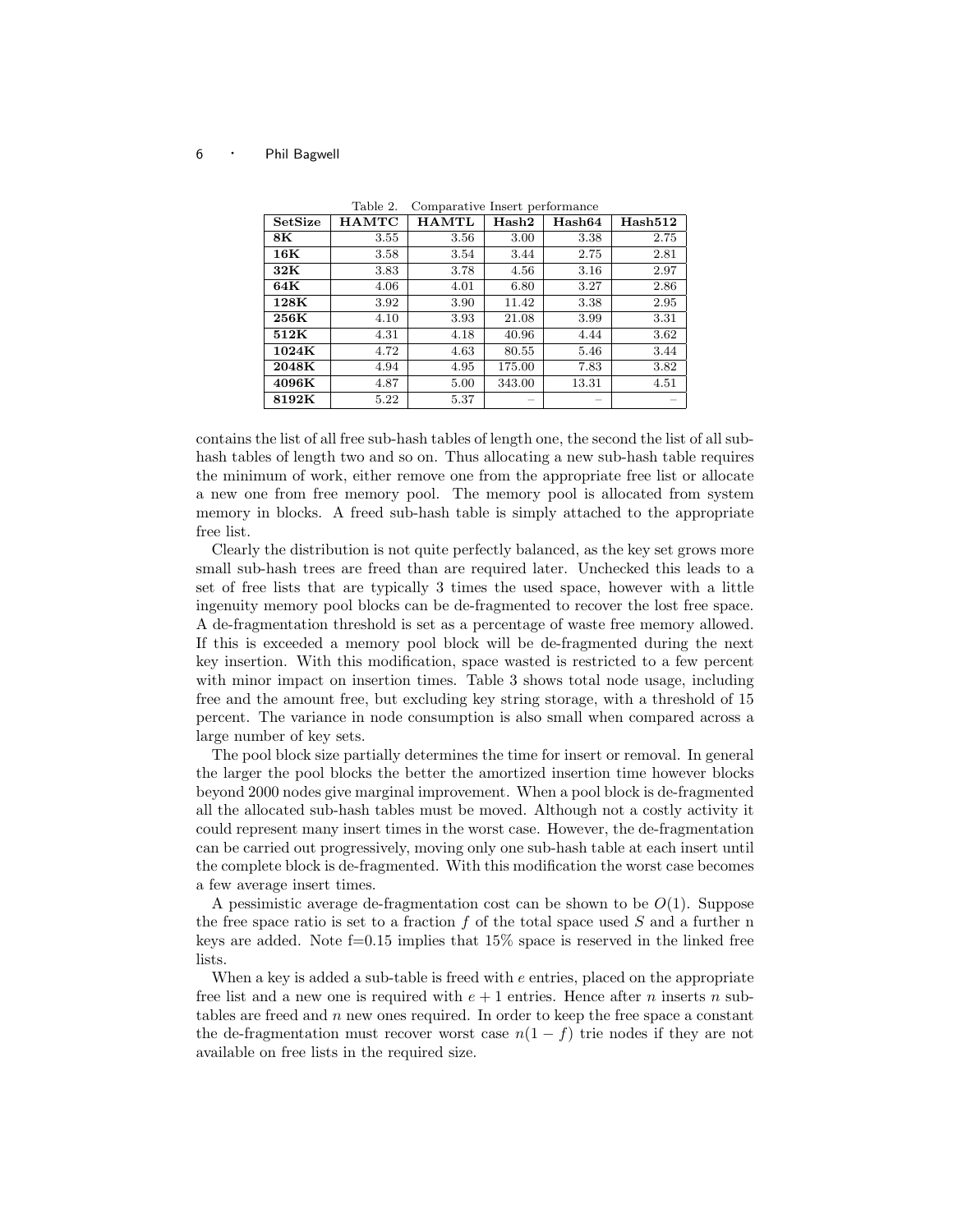Table 2. Comparative Insert performance

| SetSize | HAMTC | HAMTL | Hash2 | Hash64 | Hash512 |
|---|---|---|---|---|---|
| **8K** | 3.55 | 3.56 | 3.00 | 3.38 | 2.75 |
| **16K** | 3.58 | 3.54 | 3.44 | 2.75 | 2.81 |
| **32K** | 3.83 | 3.78 | 4.56 | 3.16 | 2.97 |
| **64K** | 4.06 | 4.01 | 6.80 | 3.27 | 2.86 |
| **128K** | 3.92 | 3.90 | 11.42 | 3.38 | 2.95 |
| **256K** | 4.10 | 3.93 | 21.08 | 3.99 | 3.31 |
| **512K** | 4.31 | 4.18 | 40.96 | 4.44 | 3.62 |
| **1024K** | 4.72 | 4.63 | 80.55 | 5.46 | 3.44 |
| **2048K** | 4.94 | 4.95 | 175.00 | 7.83 | 3.82 |
| **4096K** | 4.87 | 5.00 | 343.00 | 13.31 | 4.51 |
| **8192K** | 5.22 | 5.37 | – | – | – |

contains the list of all free sub-hash tables of length one, the second the list of all sub-hash tables of length two and so on. Thus allocating a new sub-hash table requires the minimum of work, either remove one from the appropriate free list or allocate a new one from free memory pool. The memory pool is allocated from system memory in blocks. A freed sub-hash table is simply attached to the appropriate free list.

Clearly the distribution is not quite perfectly balanced, as the key set grows more small sub-hash trees are freed than are required later. Unchecked this leads to a set of free lists that are typically 3 times the used space, however with a little ingenuity memory pool blocks can be de-fragmented to recover the lost free space. A de-fragmentation threshold is set as a percentage of waste free memory allowed. If this is exceeded a memory pool block will be de-fragmented during the next key insertion. With this modification, space wasted is restricted to a few percent with minor impact on insertion times. Table 3 shows total node usage, including free and the amount free, but excluding key string storage, with a threshold of 15 percent. The variance in node consumption is also small when compared across a large number of key sets.

The pool block size partially determines the time for insert or removal. In general the larger the pool blocks the better the amortized insertion time however blocks beyond 2000 nodes give marginal improvement. When a pool block is de-fragmented all the allocated sub-hash tables must be moved. Although not a costly activity it could represent many insert times in the worst case. However, the de-fragmentation can be carried out progressively, moving only one sub-hash table at each insert until the complete block is de-fragmented. With this modification the worst case becomes a few average insert times.

A pessimistic average de-fragmentation cost can be shown to be $O(1)$. Suppose the free space ratio is set to a fraction $f$ of the total space used $S$ and a further n keys are added. Note f=0.15 implies that 15% space is reserved in the linked free lists.

When a key is added a sub-table is freed with $e$ entries, placed on the appropriate free list and a new one is required with $e+1$ entries. Hence after $n$ inserts $n$ sub-tables are freed and $n$ new ones required. In order to keep the free space a constant the de-fragmentation must recover worst case $n(1-f)$ trie nodes if they are not available on free lists in the required size.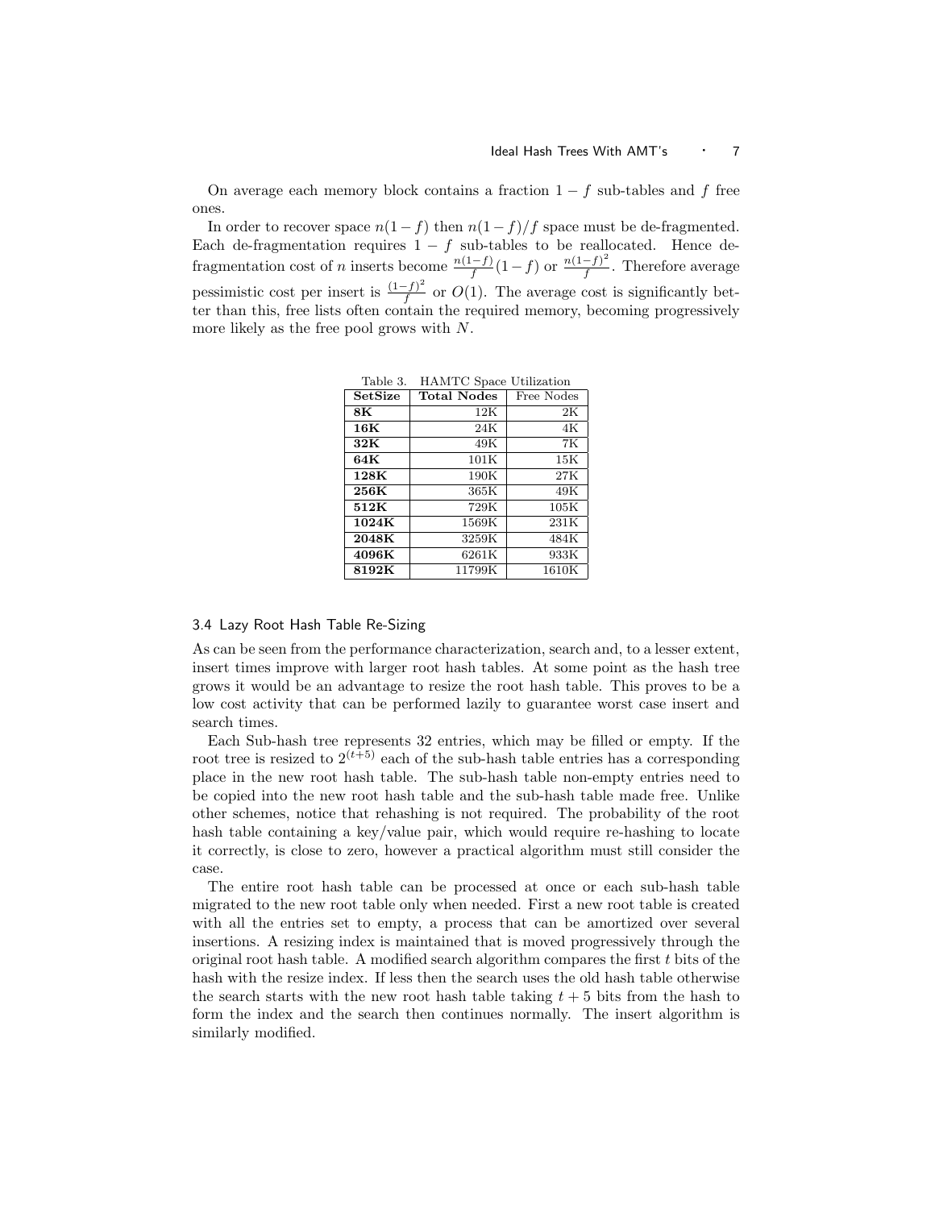On average each memory block contains a fraction $1 - f$ sub-tables and $f$ free ones.

In order to recover space $n(1 - f)$ then $n(1 - f)/f$ space must be de-fragmented. Each de-fragmentation requires $1 - f$ sub-tables to be reallocated. Hence de-fragmentation cost of $n$ inserts become $\frac{n(1-f)}{f}(1 - f)$ or $\frac{n(1-f)^2}{f}$. Therefore average pessimistic cost per insert is $\frac{(1-f)^2}{f}$ or $O(1)$. The average cost is significantly better than this, free lists often contain the required memory, becoming progressively more likely as the free pool grows with $N$.

Table 3. HAMTC Space Utilization

| SetSize | Total Nodes | Free Nodes |
|---|---|---|
| 8K | 12K | 2K |
| 16K | 24K | 4K |
| 32K | 49K | 7K |
| 64K | 101K | 15K |
| 128K | 190K | 27K |
| 256K | 365K | 49K |
| 512K | 729K | 105K |
| 1024K | 1569K | 231K |
| 2048K | 3259K | 484K |
| 4096K | 6261K | 933K |
| 8192K | 11799K | 1610K |

### 3.4 Lazy Root Hash Table Re-Sizing

As can be seen from the performance characterization, search and, to a lesser extent, insert times improve with larger root hash tables. At some point as the hash tree grows it would be an advantage to resize the root hash table. This proves to be a low cost activity that can be performed lazily to guarantee worst case insert and search times.

Each Sub-hash tree represents 32 entries, which may be filled or empty. If the root tree is resized to $2^{(t+5)}$ each of the sub-hash table entries has a corresponding place in the new root hash table. The sub-hash table non-empty entries need to be copied into the new root hash table and the sub-hash table made free. Unlike other schemes, notice that rehashing is not required. The probability of the root hash table containing a key/value pair, which would require re-hashing to locate it correctly, is close to zero, however a practical algorithm must still consider the case.

The entire root hash table can be processed at once or each sub-hash table migrated to the new root table only when needed. First a new root table is created with all the entries set to empty, a process that can be amortized over several insertions. A resizing index is maintained that is moved progressively through the original root hash table. A modified search algorithm compares the first $t$ bits of the hash with the resize index. If less then the search uses the old hash table otherwise the search starts with the new root hash table taking $t + 5$ bits from the hash to form the index and the search then continues normally. The insert algorithm is similarly modified.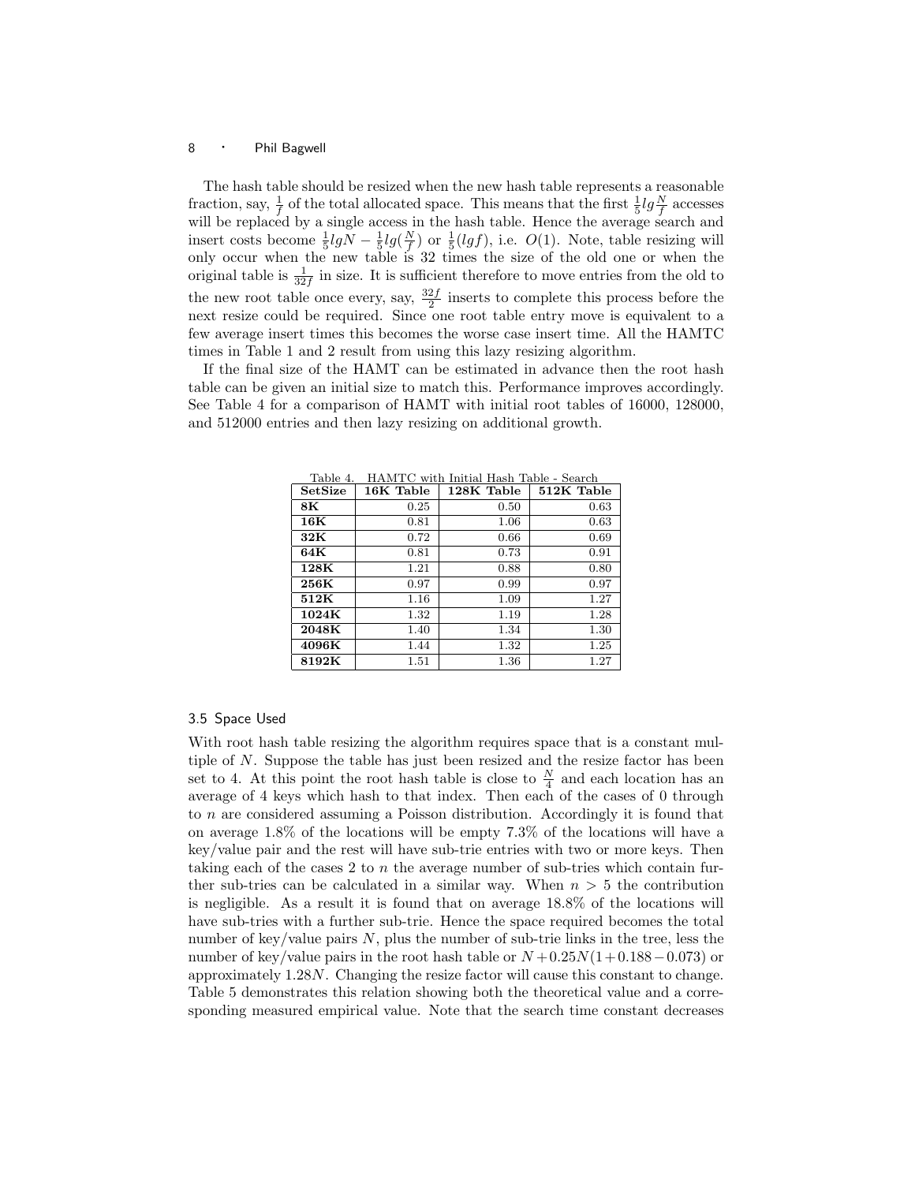The hash table should be resized when the new hash table represents a reasonable fraction, say, $\frac{1}{f}$ of the total allocated space. This means that the first $\frac{1}{5}lg\frac{N}{f}$ accesses will be replaced by a single access in the hash table. Hence the average search and insert costs become $\frac{1}{5}lgN - \frac{1}{5}lg(\frac{N}{f})$ or $\frac{1}{5}(lgf)$, i.e. $O(1)$. Note, table resizing will only occur when the new table is 32 times the size of the old one or when the original table is $\frac{1}{32f}$ in size. It is sufficient therefore to move entries from the old to the new root table once every, say, $\frac{32f}{2}$ inserts to complete this process before the next resize could be required. Since one root table entry move is equivalent to a few average insert times this becomes the worse case insert time. All the HAMTC times in Table 1 and 2 result from using this lazy resizing algorithm.

If the final size of the HAMT can be estimated in advance then the root hash table can be given an initial size to match this. Performance improves accordingly. See Table 4 for a comparison of HAMT with initial root tables of 16000, 128000, and 512000 entries and then lazy resizing on additional growth.

Table 4. HAMTC with Initial Hash Table - Search

| **SetSize** | **16K Table** | **128K Table** | **512K Table** |
|---|---|---|---|
| **8K** | 0.25 | 0.50 | 0.63 |
| **16K** | 0.81 | 1.06 | 0.63 |
| **32K** | 0.72 | 0.66 | 0.69 |
| **64K** | 0.81 | 0.73 | 0.91 |
| **128K** | 1.21 | 0.88 | 0.80 |
| **256K** | 0.97 | 0.99 | 0.97 |
| **512K** | 1.16 | 1.09 | 1.27 |
| **1024K** | 1.32 | 1.19 | 1.28 |
| **2048K** | 1.40 | 1.34 | 1.30 |
| **4096K** | 1.44 | 1.32 | 1.25 |
| **8192K** | 1.51 | 1.36 | 1.27 |

### 3.5 Space Used

With root hash table resizing the algorithm requires space that is a constant multiple of $N$. Suppose the table has just been resized and the resize factor has been set to 4. At this point the root hash table is close to $\frac{N}{4}$ and each location has an average of 4 keys which hash to that index. Then each of the cases of 0 through to $n$ are considered assuming a Poisson distribution. Accordingly it is found that on average 1.8% of the locations will be empty 7.3% of the locations will have a key/value pair and the rest will have sub-trie entries with two or more keys. Then taking each of the cases 2 to $n$ the average number of sub-tries which contain further sub-tries can be calculated in a similar way. When $n > 5$ the contribution is negligible. As a result it is found that on average 18.8% of the locations will have sub-tries with a further sub-trie. Hence the space required becomes the total number of key/value pairs $N$, plus the number of sub-trie links in the tree, less the number of key/value pairs in the root hash table or $N + 0.25N(1 + 0.188 - 0.073)$ or approximately $1.28N$. Changing the resize factor will cause this constant to change. Table 5 demonstrates this relation showing both the theoretical value and a corresponding measured empirical value. Note that the search time constant decreases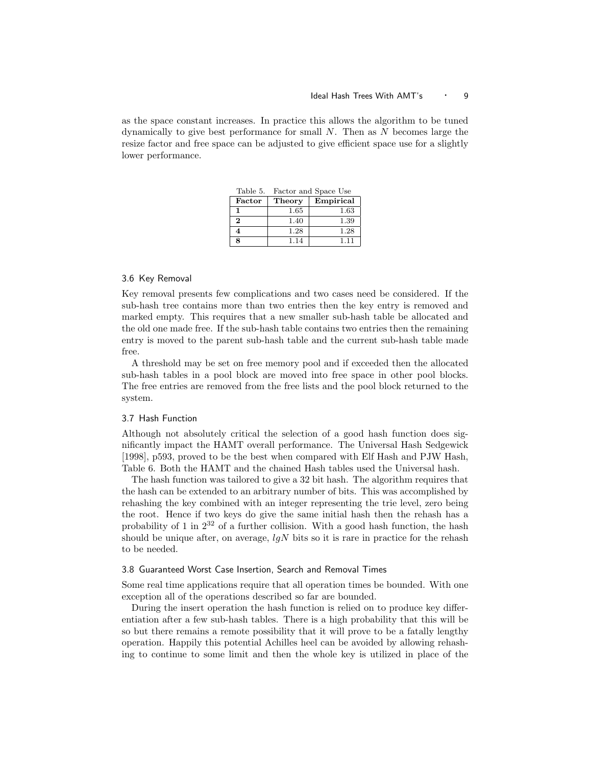as the space constant increases. In practice this allows the algorithm to be tuned dynamically to give best performance for small $N$. Then as $N$ becomes large the resize factor and free space can be adjusted to give efficient space use for a slightly lower performance.

Table 5. Factor and Space Use

| **Factor** | **Theory** | **Empirical** |
|---|---|---|
| **1** | 1.65 | 1.63 |
| **2** | 1.40 | 1.39 |
| **4** | 1.28 | 1.28 |
| **8** | 1.14 | 1.11 |

### 3.6 Key Removal

Key removal presents few complications and two cases need be considered. If the sub-hash tree contains more than two entries then the key entry is removed and marked empty. This requires that a new smaller sub-hash table be allocated and the old one made free. If the sub-hash table contains two entries then the remaining entry is moved to the parent sub-hash table and the current sub-hash table made free.

A threshold may be set on free memory pool and if exceeded then the allocated sub-hash tables in a pool block are moved into free space in other pool blocks. The free entries are removed from the free lists and the pool block returned to the system.

### 3.7 Hash Function

Although not absolutely critical the selection of a good hash function does significantly impact the HAMT overall performance. The Universal Hash Sedgewick [1998], p593, proved to be the best when compared with Elf Hash and PJW Hash, Table 6. Both the HAMT and the chained Hash tables used the Universal hash.

The hash function was tailored to give a 32 bit hash. The algorithm requires that the hash can be extended to an arbitrary number of bits. This was accomplished by rehashing the key combined with an integer representing the trie level, zero being the root. Hence if two keys do give the same initial hash then the rehash has a probability of 1 in $2^{32}$ of a further collision. With a good hash function, the hash should be unique after, on average, $lgN$ bits so it is rare in practice for the rehash to be needed.

### 3.8 Guaranteed Worst Case Insertion, Search and Removal Times

Some real time applications require that all operation times be bounded. With one exception all of the operations described so far are bounded.

During the insert operation the hash function is relied on to produce key differentiation after a few sub-hash tables. There is a high probability that this will be so but there remains a remote possibility that it will prove to be a fatally lengthy operation. Happily this potential Achilles heel can be avoided by allowing rehashing to continue to some limit and then the whole key is utilized in place of the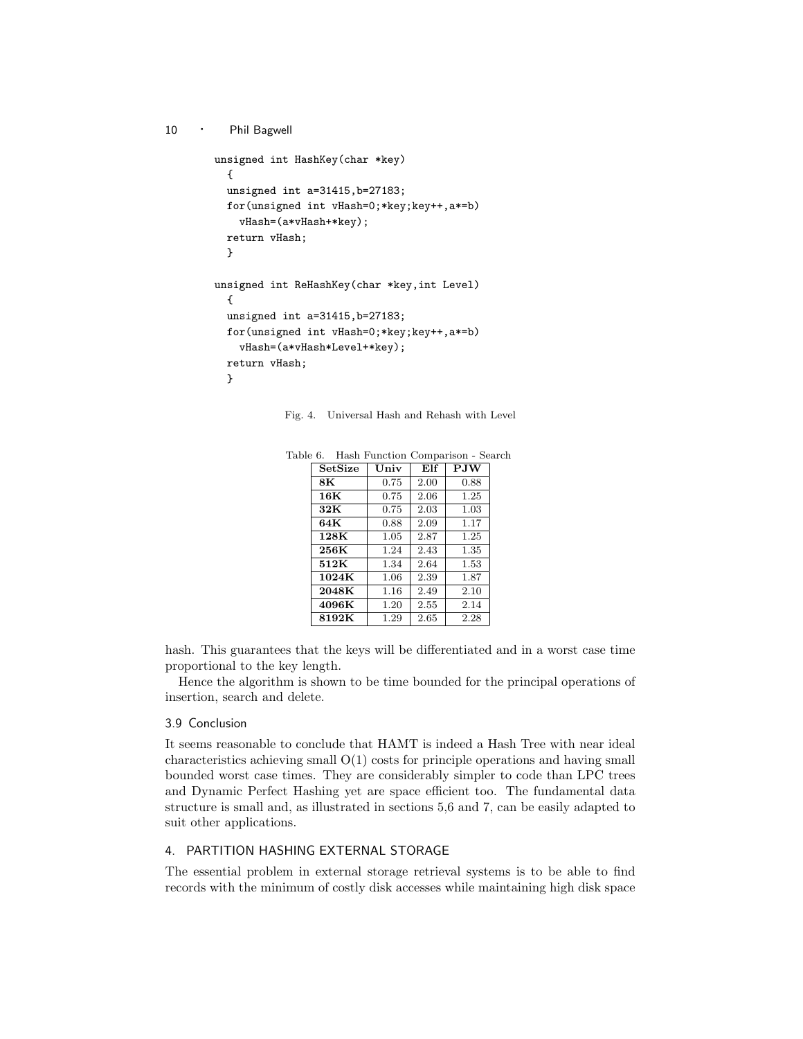```
unsigned int HashKey(char *key)
  {
  unsigned int a=31415,b=27183;
  for(unsigned int vHash=0;*key;key++,a*=b)
    vHash=(a*vHash+*key);
  return vHash;
  }

unsigned int ReHashKey(char *key,int Level)
  {
  unsigned int a=31415,b=27183;
  for(unsigned int vHash=0;*key;key++,a*=b)
    vHash=(a*vHash*Level+*key);
  return vHash;
  }
```

Fig. 4. Universal Hash and Rehash with Level

Table 6. Hash Function Comparison - Search

| SetSize | Univ | Elf | PJW |
|---|---|---|---|
| **8K** | 0.75 | 2.00 | 0.88 |
| **16K** | 0.75 | 2.06 | 1.25 |
| **32K** | 0.75 | 2.03 | 1.03 |
| **64K** | 0.88 | 2.09 | 1.17 |
| **128K** | 1.05 | 2.87 | 1.25 |
| **256K** | 1.24 | 2.43 | 1.35 |
| **512K** | 1.34 | 2.64 | 1.53 |
| **1024K** | 1.06 | 2.39 | 1.87 |
| **2048K** | 1.16 | 2.49 | 2.10 |
| **4096K** | 1.20 | 2.55 | 2.14 |
| **8192K** | 1.29 | 2.65 | 2.28 |

hash. This guarantees that the keys will be differentiated and in a worst case time proportional to the key length.

Hence the algorithm is shown to be time bounded for the principal operations of insertion, search and delete.

### 3.9 Conclusion

It seems reasonable to conclude that HAMT is indeed a Hash Tree with near ideal characteristics achieving small O(1) costs for principle operations and having small bounded worst case times. They are considerably simpler to code than LPC trees and Dynamic Perfect Hashing yet are space efficient too. The fundamental data structure is small and, as illustrated in sections 5,6 and 7, can be easily adapted to suit other applications.

## 4. PARTITION HASHING EXTERNAL STORAGE

The essential problem in external storage retrieval systems is to be able to find records with the minimum of costly disk accesses while maintaining high disk space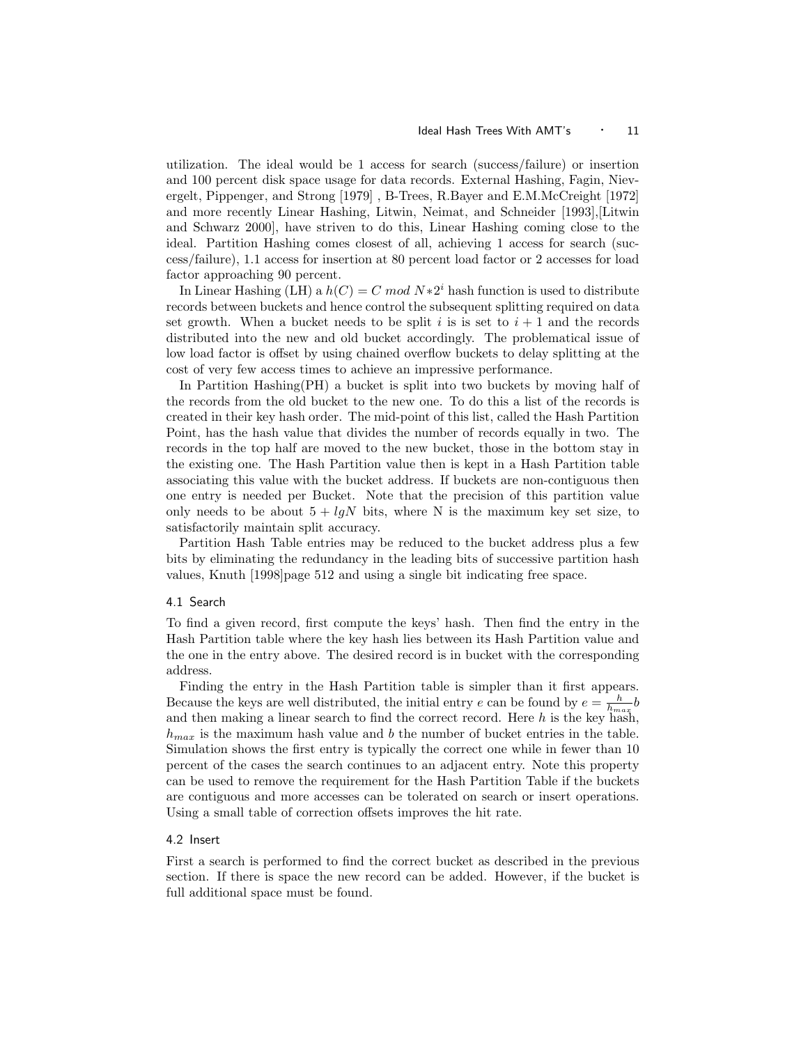utilization. The ideal would be 1 access for search (success/failure) or insertion and 100 percent disk space usage for data records. External Hashing, Fagin, Nievergelt, Pippenger, and Strong [1979] , B-Trees, R.Bayer and E.M.McCreight [1972] and more recently Linear Hashing, Litwin, Neimat, and Schneider [1993],[Litwin and Schwarz 2000], have striven to do this, Linear Hashing coming close to the ideal. Partition Hashing comes closest of all, achieving 1 access for search (success/failure), 1.1 access for insertion at 80 percent load factor or 2 accesses for load factor approaching 90 percent.

In Linear Hashing (LH) a $h(C) = C \ mod \ N*2^i$ hash function is used to distribute records between buckets and hence control the subsequent splitting required on data set growth. When a bucket needs to be split $i$ is is set to $i+1$ and the records distributed into the new and old bucket accordingly. The problematical issue of low load factor is offset by using chained overflow buckets to delay splitting at the cost of very few access times to achieve an impressive performance.

In Partition Hashing(PH) a bucket is split into two buckets by moving half of the records from the old bucket to the new one. To do this a list of the records is created in their key hash order. The mid-point of this list, called the Hash Partition Point, has the hash value that divides the number of records equally in two. The records in the top half are moved to the new bucket, those in the bottom stay in the existing one. The Hash Partition value then is kept in a Hash Partition table associating this value with the bucket address. If buckets are non-contiguous then one entry is needed per Bucket. Note that the precision of this partition value only needs to be about $5 + lgN$ bits, where N is the maximum key set size, to satisfactorily maintain split accuracy.

Partition Hash Table entries may be reduced to the bucket address plus a few bits by eliminating the redundancy in the leading bits of successive partition hash values, Knuth [1998]page 512 and using a single bit indicating free space.

### 4.1 Search

To find a given record, first compute the keys' hash. Then find the entry in the Hash Partition table where the key hash lies between its Hash Partition value and the one in the entry above. The desired record is in bucket with the corresponding address.

Finding the entry in the Hash Partition table is simpler than it first appears. Because the keys are well distributed, the initial entry $e$ can be found by $e = \frac{h}{h_{max}}b$ and then making a linear search to find the correct record. Here $h$ is the key hash, $h_{max}$ is the maximum hash value and $b$ the number of bucket entries in the table. Simulation shows the first entry is typically the correct one while in fewer than 10 percent of the cases the search continues to an adjacent entry. Note this property can be used to remove the requirement for the Hash Partition Table if the buckets are contiguous and more accesses can be tolerated on search or insert operations. Using a small table of correction offsets improves the hit rate.

### 4.2 Insert

First a search is performed to find the correct bucket as described in the previous section. If there is space the new record can be added. However, if the bucket is full additional space must be found.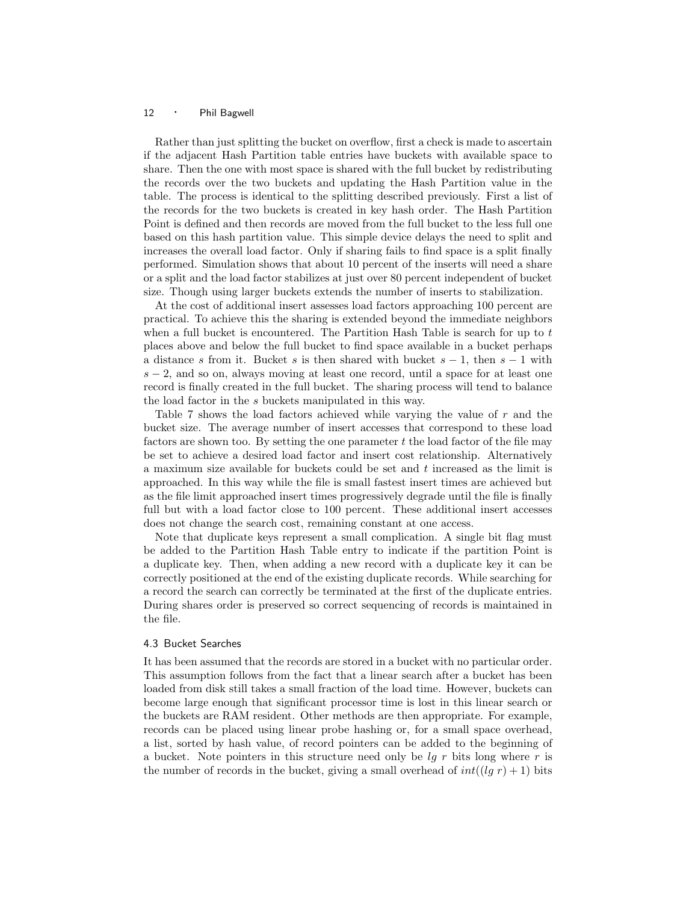Rather than just splitting the bucket on overflow, first a check is made to ascertain if the adjacent Hash Partition table entries have buckets with available space to share. Then the one with most space is shared with the full bucket by redistributing the records over the two buckets and updating the Hash Partition value in the table. The process is identical to the splitting described previously. First a list of the records for the two buckets is created in key hash order. The Hash Partition Point is defined and then records are moved from the full bucket to the less full one based on this hash partition value. This simple device delays the need to split and increases the overall load factor. Only if sharing fails to find space is a split finally performed. Simulation shows that about 10 percent of the inserts will need a share or a split and the load factor stabilizes at just over 80 percent independent of bucket size. Though using larger buckets extends the number of inserts to stabilization.

At the cost of additional insert assesses load factors approaching 100 percent are practical. To achieve this the sharing is extended beyond the immediate neighbors when a full bucket is encountered. The Partition Hash Table is search for up to $t$ places above and below the full bucket to find space available in a bucket perhaps a distance $s$ from it. Bucket $s$ is then shared with bucket $s-1$, then $s-1$ with $s-2$, and so on, always moving at least one record, until a space for at least one record is finally created in the full bucket. The sharing process will tend to balance the load factor in the $s$ buckets manipulated in this way.

Table 7 shows the load factors achieved while varying the value of $r$ and the bucket size. The average number of insert accesses that correspond to these load factors are shown too. By setting the one parameter $t$ the load factor of the file may be set to achieve a desired load factor and insert cost relationship. Alternatively a maximum size available for buckets could be set and $t$ increased as the limit is approached. In this way while the file is small fastest insert times are achieved but as the file limit approached insert times progressively degrade until the file is finally full but with a load factor close to 100 percent. These additional insert accesses does not change the search cost, remaining constant at one access.

Note that duplicate keys represent a small complication. A single bit flag must be added to the Partition Hash Table entry to indicate if the partition Point is a duplicate key. Then, when adding a new record with a duplicate key it can be correctly positioned at the end of the existing duplicate records. While searching for a record the search can correctly be terminated at the first of the duplicate entries. During shares order is preserved so correct sequencing of records is maintained in the file.

### 4.3 Bucket Searches

It has been assumed that the records are stored in a bucket with no particular order. This assumption follows from the fact that a linear search after a bucket has been loaded from disk still takes a small fraction of the load time. However, buckets can become large enough that significant processor time is lost in this linear search or the buckets are RAM resident. Other methods are then appropriate. For example, records can be placed using linear probe hashing or, for a small space overhead, a list, sorted by hash value, of record pointers can be added to the beginning of a bucket. Note pointers in this structure need only be $lg\ r$ bits long where $r$ is the number of records in the bucket, giving a small overhead of $int((lg\ r)+1)$ bits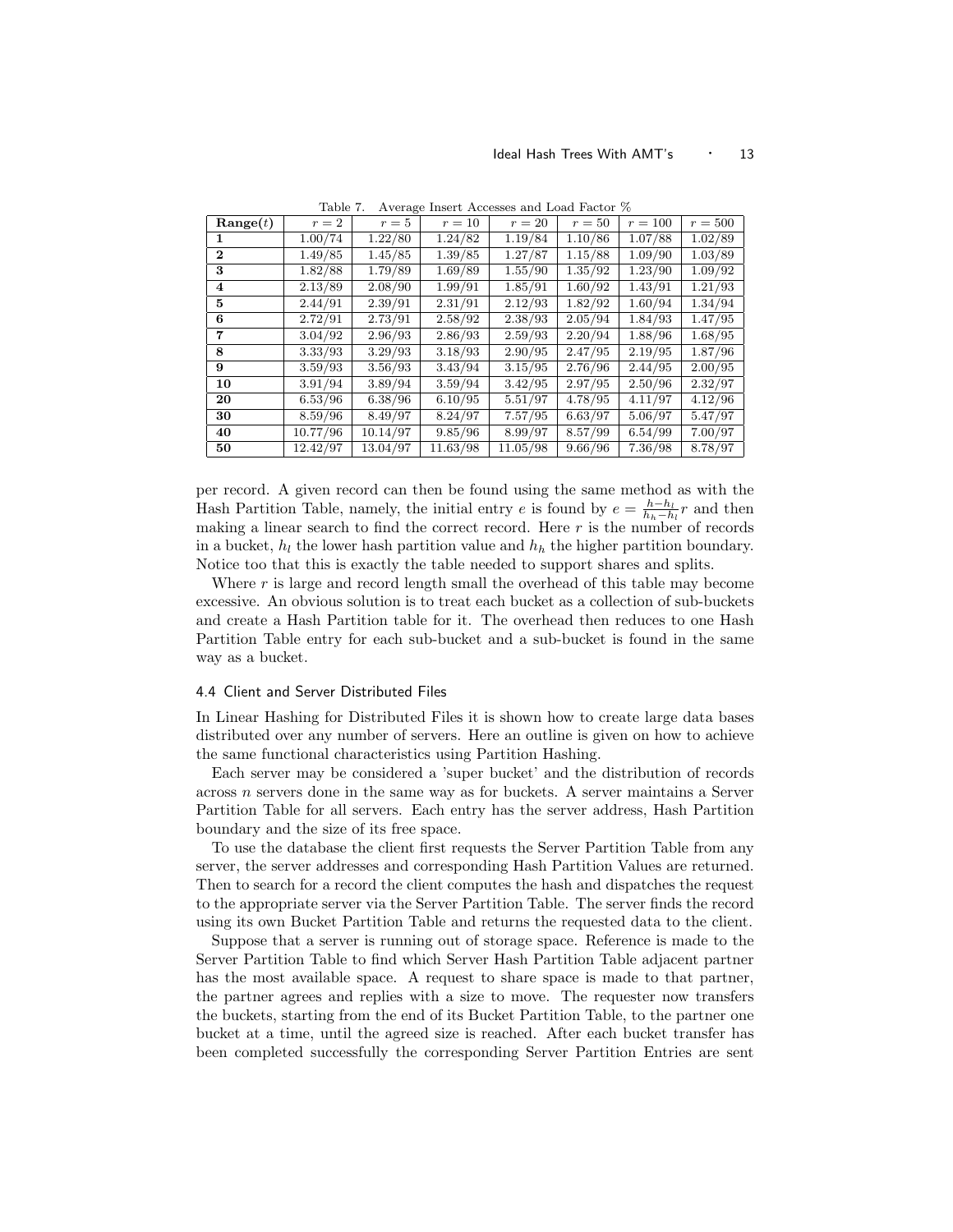Table 7. Average Insert Accesses and Load Factor %

| **Range**($t$) | $r = 2$ | $r = 5$ | $r = 10$ | $r = 20$ | $r = 50$ | $r = 100$ | $r = 500$ |
|---|---|---|---|---|---|---|---|
| **1** | 1.00/74 | 1.22/80 | 1.24/82 | 1.19/84 | 1.10/86 | 1.07/88 | 1.02/89 |
| **2** | 1.49/85 | 1.45/85 | 1.39/85 | 1.27/87 | 1.15/88 | 1.09/90 | 1.03/89 |
| **3** | 1.82/88 | 1.79/89 | 1.69/89 | 1.55/90 | 1.35/92 | 1.23/90 | 1.09/92 |
| **4** | 2.13/89 | 2.08/90 | 1.99/91 | 1.85/91 | 1.60/92 | 1.43/91 | 1.21/93 |
| **5** | 2.44/91 | 2.39/91 | 2.31/91 | 2.12/93 | 1.82/92 | 1.60/94 | 1.34/94 |
| **6** | 2.72/91 | 2.73/91 | 2.58/92 | 2.38/93 | 2.05/94 | 1.84/93 | 1.47/95 |
| **7** | 3.04/92 | 2.96/93 | 2.86/93 | 2.59/93 | 2.20/94 | 1.88/96 | 1.68/95 |
| **8** | 3.33/93 | 3.29/93 | 3.18/93 | 2.90/95 | 2.47/95 | 2.19/95 | 1.87/96 |
| **9** | 3.59/93 | 3.56/93 | 3.43/94 | 3.15/95 | 2.76/96 | 2.44/95 | 2.00/95 |
| **10** | 3.91/94 | 3.89/94 | 3.59/94 | 3.42/95 | 2.97/95 | 2.50/96 | 2.32/97 |
| **20** | 6.53/96 | 6.38/96 | 6.10/95 | 5.51/97 | 4.78/95 | 4.11/97 | 4.12/96 |
| **30** | 8.59/96 | 8.49/97 | 8.24/97 | 7.57/95 | 6.63/97 | 5.06/97 | 5.47/97 |
| **40** | 10.77/96 | 10.14/97 | 9.85/96 | 8.99/97 | 8.57/99 | 6.54/99 | 7.00/97 |
| **50** | 12.42/97 | 13.04/97 | 11.63/98 | 11.05/98 | 9.66/96 | 7.36/98 | 8.78/97 |

per record. A given record can then be found using the same method as with the Hash Partition Table, namely, the initial entry $e$ is found by $e = \frac{h-h_l}{h_h-h_l}r$ and then making a linear search to find the correct record. Here $r$ is the number of records in a bucket, $h_l$ the lower hash partition value and $h_h$ the higher partition boundary. Notice too that this is exactly the table needed to support shares and splits.

Where $r$ is large and record length small the overhead of this table may become excessive. An obvious solution is to treat each bucket as a collection of sub-buckets and create a Hash Partition table for it. The overhead then reduces to one Hash Partition Table entry for each sub-bucket and a sub-bucket is found in the same way as a bucket.

### 4.4 Client and Server Distributed Files

In Linear Hashing for Distributed Files it is shown how to create large data bases distributed over any number of servers. Here an outline is given on how to achieve the same functional characteristics using Partition Hashing.

Each server may be considered a 'super bucket' and the distribution of records across $n$ servers done in the same way as for buckets. A server maintains a Server Partition Table for all servers. Each entry has the server address, Hash Partition boundary and the size of its free space.

To use the database the client first requests the Server Partition Table from any server, the server addresses and corresponding Hash Partition Values are returned. Then to search for a record the client computes the hash and dispatches the request to the appropriate server via the Server Partition Table. The server finds the record using its own Bucket Partition Table and returns the requested data to the client.

Suppose that a server is running out of storage space. Reference is made to the Server Partition Table to find which Server Hash Partition Table adjacent partner has the most available space. A request to share space is made to that partner, the partner agrees and replies with a size to move. The requester now transfers the buckets, starting from the end of its Bucket Partition Table, to the partner one bucket at a time, until the agreed size is reached. After each bucket transfer has been completed successfully the corresponding Server Partition Entries are sent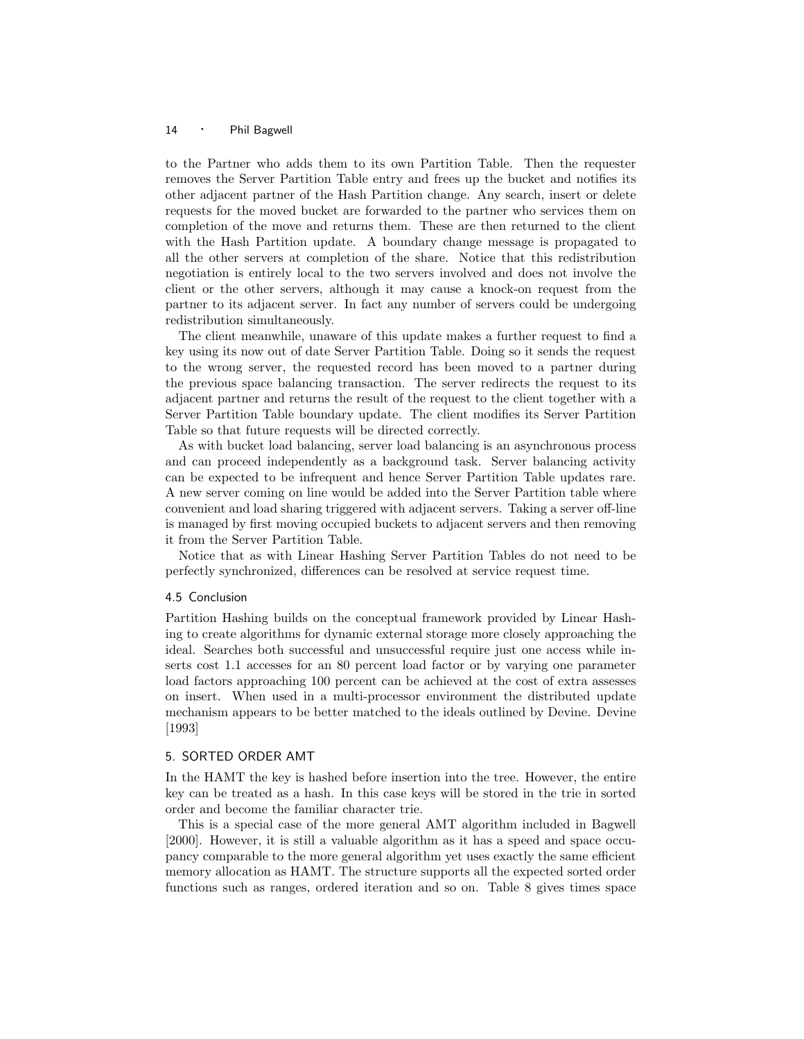to the Partner who adds them to its own Partition Table. Then the requester removes the Server Partition Table entry and frees up the bucket and notifies its other adjacent partner of the Hash Partition change. Any search, insert or delete requests for the moved bucket are forwarded to the partner who services them on completion of the move and returns them. These are then returned to the client with the Hash Partition update. A boundary change message is propagated to all the other servers at completion of the share. Notice that this redistribution negotiation is entirely local to the two servers involved and does not involve the client or the other servers, although it may cause a knock-on request from the partner to its adjacent server. In fact any number of servers could be undergoing redistribution simultaneously.

The client meanwhile, unaware of this update makes a further request to find a key using its now out of date Server Partition Table. Doing so it sends the request to the wrong server, the requested record has been moved to a partner during the previous space balancing transaction. The server redirects the request to its adjacent partner and returns the result of the request to the client together with a Server Partition Table boundary update. The client modifies its Server Partition Table so that future requests will be directed correctly.

As with bucket load balancing, server load balancing is an asynchronous process and can proceed independently as a background task. Server balancing activity can be expected to be infrequent and hence Server Partition Table updates rare. A new server coming on line would be added into the Server Partition table where convenient and load sharing triggered with adjacent servers. Taking a server off-line is managed by first moving occupied buckets to adjacent servers and then removing it from the Server Partition Table.

Notice that as with Linear Hashing Server Partition Tables do not need to be perfectly synchronized, differences can be resolved at service request time.

### 4.5 Conclusion

Partition Hashing builds on the conceptual framework provided by Linear Hashing to create algorithms for dynamic external storage more closely approaching the ideal. Searches both successful and unsuccessful require just one access while inserts cost 1.1 accesses for an 80 percent load factor or by varying one parameter load factors approaching 100 percent can be achieved at the cost of extra assesses on insert. When used in a multi-processor environment the distributed update mechanism appears to be better matched to the ideals outlined by Devine. Devine [1993]

## 5. SORTED ORDER AMT

In the HAMT the key is hashed before insertion into the tree. However, the entire key can be treated as a hash. In this case keys will be stored in the trie in sorted order and become the familiar character trie.

This is a special case of the more general AMT algorithm included in Bagwell [2000]. However, it is still a valuable algorithm as it has a speed and space occupancy comparable to the more general algorithm yet uses exactly the same efficient memory allocation as HAMT. The structure supports all the expected sorted order functions such as ranges, ordered iteration and so on. Table 8 gives times space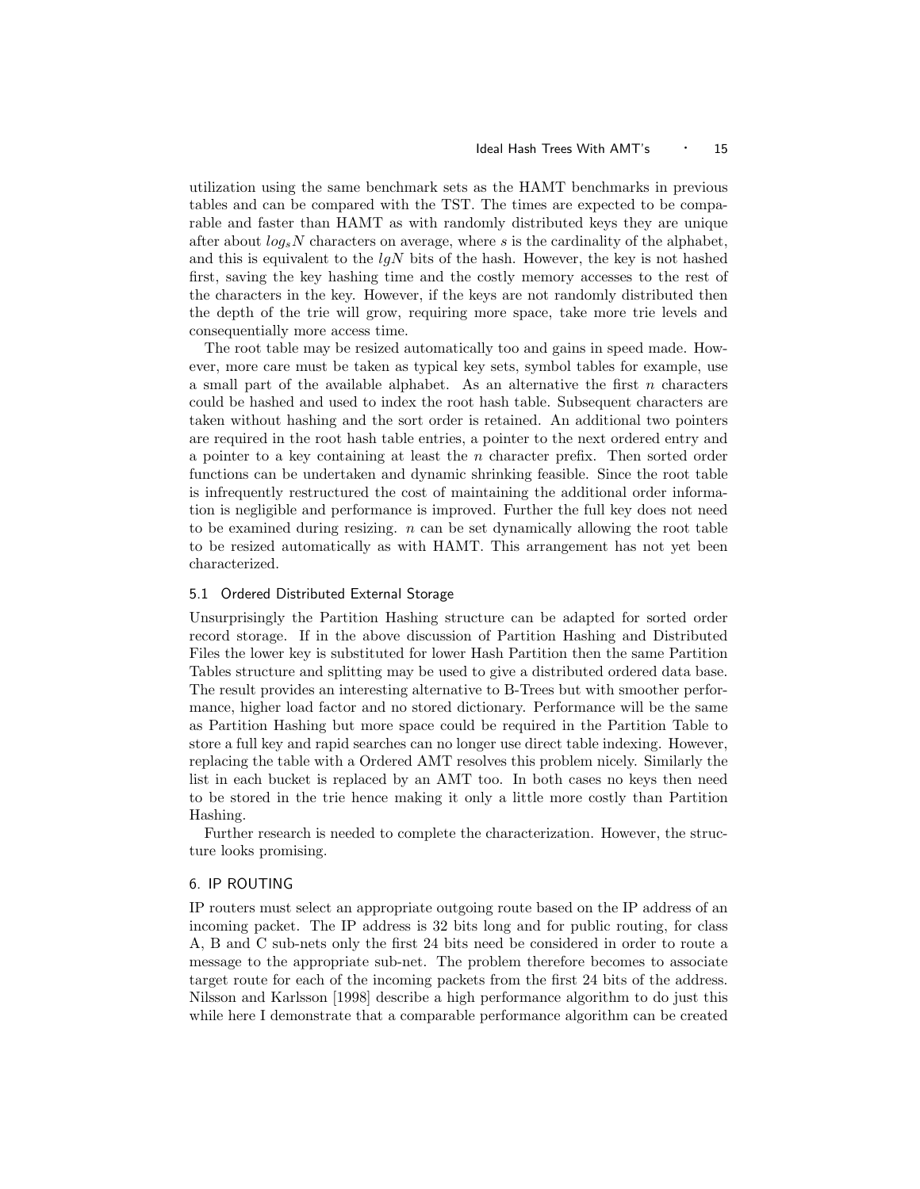utilization using the same benchmark sets as the HAMT benchmarks in previous tables and can be compared with the TST. The times are expected to be comparable and faster than HAMT as with randomly distributed keys they are unique after about $log_s N$ characters on average, where $s$ is the cardinality of the alphabet, and this is equivalent to the $lgN$ bits of the hash. However, the key is not hashed first, saving the key hashing time and the costly memory accesses to the rest of the characters in the key. However, if the keys are not randomly distributed then the depth of the trie will grow, requiring more space, take more trie levels and consequentially more access time.

The root table may be resized automatically too and gains in speed made. However, more care must be taken as typical key sets, symbol tables for example, use a small part of the available alphabet. As an alternative the first $n$ characters could be hashed and used to index the root hash table. Subsequent characters are taken without hashing and the sort order is retained. An additional two pointers are required in the root hash table entries, a pointer to the next ordered entry and a pointer to a key containing at least the $n$ character prefix. Then sorted order functions can be undertaken and dynamic shrinking feasible. Since the root table is infrequently restructured the cost of maintaining the additional order information is negligible and performance is improved. Further the full key does not need to be examined during resizing. $n$ can be set dynamically allowing the root table to be resized automatically as with HAMT. This arrangement has not yet been characterized.

### 5.1 Ordered Distributed External Storage

Unsurprisingly the Partition Hashing structure can be adapted for sorted order record storage. If in the above discussion of Partition Hashing and Distributed Files the lower key is substituted for lower Hash Partition then the same Partition Tables structure and splitting may be used to give a distributed ordered data base. The result provides an interesting alternative to B-Trees but with smoother performance, higher load factor and no stored dictionary. Performance will be the same as Partition Hashing but more space could be required in the Partition Table to store a full key and rapid searches can no longer use direct table indexing. However, replacing the table with a Ordered AMT resolves this problem nicely. Similarly the list in each bucket is replaced by an AMT too. In both cases no keys then need to be stored in the trie hence making it only a little more costly than Partition Hashing.

Further research is needed to complete the characterization. However, the structure looks promising.

## 6. IP ROUTING

IP routers must select an appropriate outgoing route based on the IP address of an incoming packet. The IP address is 32 bits long and for public routing, for class A, B and C sub-nets only the first 24 bits need be considered in order to route a message to the appropriate sub-net. The problem therefore becomes to associate target route for each of the incoming packets from the first 24 bits of the address. Nilsson and Karlsson [1998] describe a high performance algorithm to do just this while here I demonstrate that a comparable performance algorithm can be created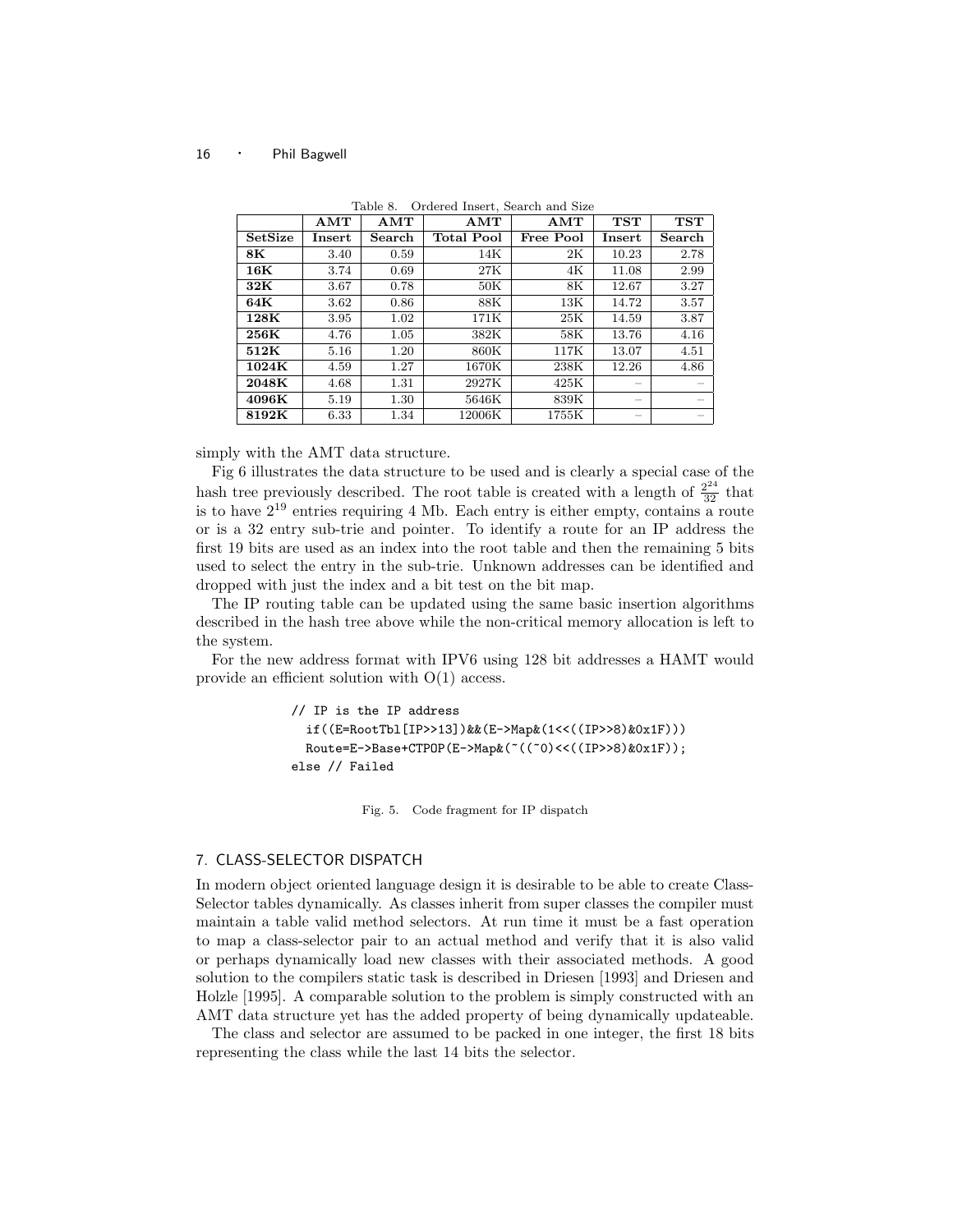Table 8. Ordered Insert, Search and Size

| | AMT | AMT | AMT | AMT | TST | TST |
|---|---|---|---|---|---|---|
| **SetSize** | **Insert** | **Search** | **Total Pool** | **Free Pool** | **Insert** | **Search** |
| **8K** | 3.40 | 0.59 | 14K | 2K | 10.23 | 2.78 |
| **16K** | 3.74 | 0.69 | 27K | 4K | 11.08 | 2.99 |
| **32K** | 3.67 | 0.78 | 50K | 8K | 12.67 | 3.27 |
| **64K** | 3.62 | 0.86 | 88K | 13K | 14.72 | 3.57 |
| **128K** | 3.95 | 1.02 | 171K | 25K | 14.59 | 3.87 |
| **256K** | 4.76 | 1.05 | 382K | 58K | 13.76 | 4.16 |
| **512K** | 5.16 | 1.20 | 860K | 117K | 13.07 | 4.51 |
| **1024K** | 4.59 | 1.27 | 1670K | 238K | 12.26 | 4.86 |
| **2048K** | 4.68 | 1.31 | 2927K | 425K | – | – |
| **4096K** | 5.19 | 1.30 | 5646K | 839K | – | – |
| **8192K** | 6.33 | 1.34 | 12006K | 1755K | – | – |

simply with the AMT data structure.

Fig 6 illustrates the data structure to be used and is clearly a special case of the hash tree previously described. The root table is created with a length of $\frac{2^{24}}{32}$ that is to have $2^{19}$ entries requiring 4 Mb. Each entry is either empty, contains a route or is a 32 entry sub-trie and pointer. To identify a route for an IP address the first 19 bits are used as an index into the root table and then the remaining 5 bits used to select the entry in the sub-trie. Unknown addresses can be identified and dropped with just the index and a bit test on the bit map.

The IP routing table can be updated using the same basic insertion algorithms described in the hash tree above while the non-critical memory allocation is left to the system.

For the new address format with IPV6 using 128 bit addresses a HAMT would provide an efficient solution with O(1) access.

```
// IP is the IP address
  if((E=RootTbl[IP>>13])&&(E->Map&(1<<((IP>>8)&0x1F)))
  Route=E->Base+CTPOP(E->Map&(~((~0)<<((IP>>8)&0x1F));
else // Failed
```

Fig. 5. Code fragment for IP dispatch

## 7. CLASS-SELECTOR DISPATCH

In modern object oriented language design it is desirable to be able to create Class-Selector tables dynamically. As classes inherit from super classes the compiler must maintain a table valid method selectors. At run time it must be a fast operation to map a class-selector pair to an actual method and verify that it is also valid or perhaps dynamically load new classes with their associated methods. A good solution to the compilers static task is described in Driesen [1993] and Driesen and Holzle [1995]. A comparable solution to the problem is simply constructed with an AMT data structure yet has the added property of being dynamically updateable.

The class and selector are assumed to be packed in one integer, the first 18 bits representing the class while the last 14 bits the selector.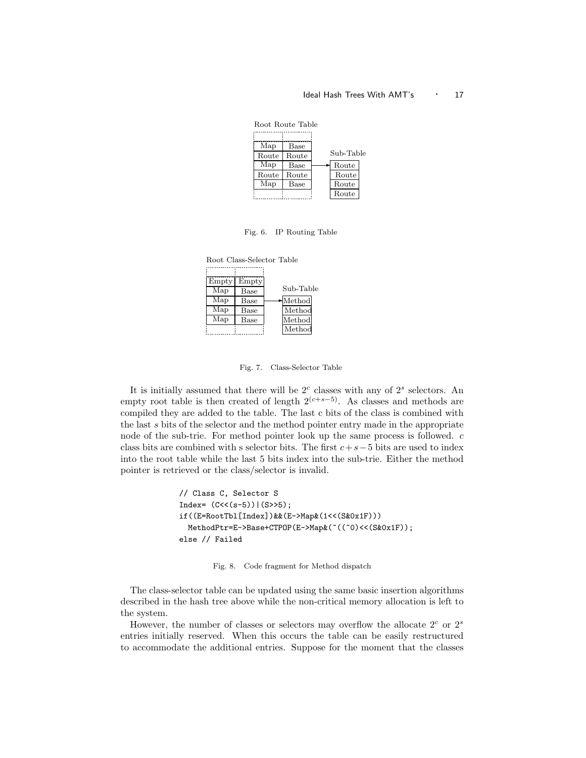Root Route Table

| | |
|---|---|
| Map | Base |
| Route | Route |
| Map | Base |
| Route | Route |
| Map | Base |

Sub-Table

| |
|---|
| Route |
| Route |
| Route |
| Route |

Fig. 6. IP Routing Table

Root Class-Selector Table

| | |
|---|---|
| Empty | Empty |
| Map | Base |
| Map | Base |
| Map | Base |
| Map | Base |

Sub-Table

| |
|---|
| Method |
| Method |
| Method |
| Method |

Fig. 7. Class-Selector Table

It is initially assumed that there will be $2^c$ classes with any of $2^s$ selectors. An empty root table is then created of length $2^{(c+s-5)}$. As classes and methods are compiled they are added to the table. The last c bits of the class is combined with the last $s$ bits of the selector and the method pointer entry made in the appropriate node of the sub-trie. For method pointer look up the same process is followed. $c$ class bits are combined with s selector bits. The first $c+s-5$ bits are used to index into the root table while the last 5 bits index into the sub-trie. Either the method pointer is retrieved or the class/selector is invalid.

```
// Class C, Selector S
Index= (C<<(s-5))|(S>>5);
if((E=RootTbl[Index])&&(E->Map&(1<<(S&0x1F)))
  MethodPtr=E->Base+CTPOP(E->Map&(~((~0)<<(S&0x1F));
else // Failed
```

Fig. 8. Code fragment for Method dispatch

The class-selector table can be updated using the same basic insertion algorithms described in the hash tree above while the non-critical memory allocation is left to the system.

However, the number of classes or selectors may overflow the allocate $2^c$ or $2^s$ entries initially reserved. When this occurs the table can be easily restructured to accommodate the additional entries. Suppose for the moment that the classes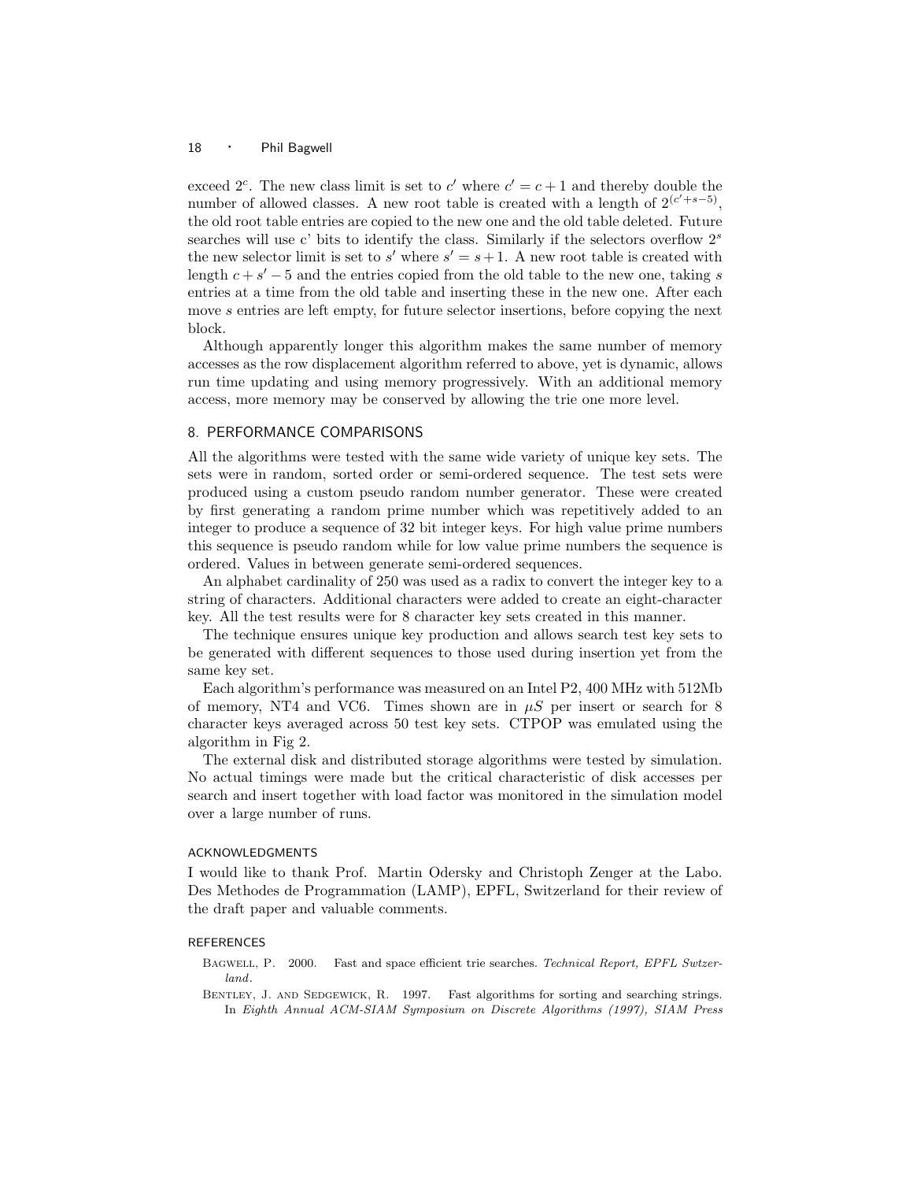exceed $2^c$. The new class limit is set to $c'$ where $c' = c + 1$ and thereby double the number of allowed classes. A new root table is created with a length of $2^{(c'+s-5)}$, the old root table entries are copied to the new one and the old table deleted. Future searches will use c' bits to identify the class. Similarly if the selectors overflow $2^s$ the new selector limit is set to $s'$ where $s' = s + 1$. A new root table is created with length $c + s' - 5$ and the entries copied from the old table to the new one, taking $s$ entries at a time from the old table and inserting these in the new one. After each move $s$ entries are left empty, for future selector insertions, before copying the next block.

Although apparently longer this algorithm makes the same number of memory accesses as the row displacement algorithm referred to above, yet is dynamic, allows run time updating and using memory progressively. With an additional memory access, more memory may be conserved by allowing the trie one more level.

## 8. PERFORMANCE COMPARISONS

All the algorithms were tested with the same wide variety of unique key sets. The sets were in random, sorted order or semi-ordered sequence. The test sets were produced using a custom pseudo random number generator. These were created by first generating a random prime number which was repetitively added to an integer to produce a sequence of 32 bit integer keys. For high value prime numbers this sequence is pseudo random while for low value prime numbers the sequence is ordered. Values in between generate semi-ordered sequences.

An alphabet cardinality of 250 was used as a radix to convert the integer key to a string of characters. Additional characters were added to create an eight-character key. All the test results were for 8 character key sets created in this manner.

The technique ensures unique key production and allows search test key sets to be generated with different sequences to those used during insertion yet from the same key set.

Each algorithm's performance was measured on an Intel P2, 400 MHz with 512Mb of memory, NT4 and VC6. Times shown are in $\mu S$ per insert or search for 8 character keys averaged across 50 test key sets. CTPOP was emulated using the algorithm in Fig 2.

The external disk and distributed storage algorithms were tested by simulation. No actual timings were made but the critical characteristic of disk accesses per search and insert together with load factor was monitored in the simulation model over a large number of runs.

## ACKNOWLEDGMENTS

I would like to thank Prof. Martin Odersky and Christoph Zenger at the Labo. Des Methodes de Programmation (LAMP), EPFL, Switzerland for their review of the draft paper and valuable comments.

## REFERENCES

Bagwell, P. 2000. Fast and space efficient trie searches. *Technical Report, EPFL Swtzerland*.

Bentley, J. and Sedgewick, R. 1997. Fast algorithms for sorting and searching strings. In *Eighth Annual ACM-SIAM Symposium on Discrete Algorithms (1997), SIAM Press*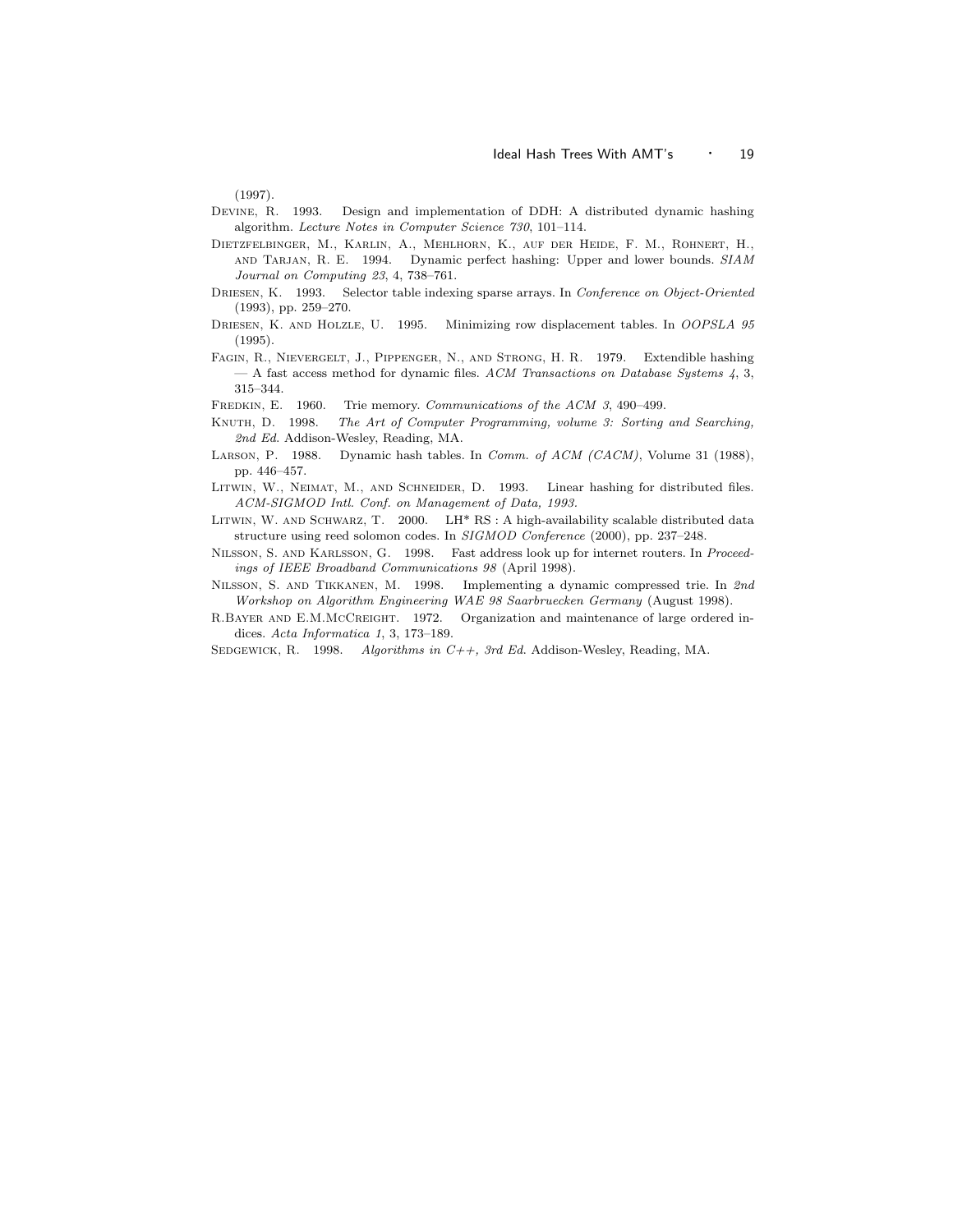(1997).

Devine, R. 1993. Design and implementation of DDH: A distributed dynamic hashing algorithm. *Lecture Notes in Computer Science 730*, 101–114.

Dietzfelbinger, M., Karlin, A., Mehlhorn, K., auf der Heide, F. M., Rohnert, H., and Tarjan, R. E. 1994. Dynamic perfect hashing: Upper and lower bounds. *SIAM Journal on Computing 23*, 4, 738–761.

Driesen, K. 1993. Selector table indexing sparse arrays. In *Conference on Object-Oriented* (1993), pp. 259–270.

Driesen, K. and Holzle, U. 1995. Minimizing row displacement tables. In *OOPSLA 95* (1995).

Fagin, R., Nievergelt, J., Pippenger, N., and Strong, H. R. 1979. Extendible hashing — A fast access method for dynamic files. *ACM Transactions on Database Systems 4*, 3, 315–344.

Fredkin, E. 1960. Trie memory. *Communications of the ACM 3*, 490–499.

Knuth, D. 1998. *The Art of Computer Programming, volume 3: Sorting and Searching, 2nd Ed.* Addison-Wesley, Reading, MA.

Larson, P. 1988. Dynamic hash tables. In *Comm. of ACM (CACM)*, Volume 31 (1988), pp. 446–457.

Litwin, W., Neimat, M., and Schneider, D. 1993. Linear hashing for distributed files. *ACM-SIGMOD Intl. Conf. on Management of Data, 1993.*

Litwin, W. and Schwarz, T. 2000. LH* RS : A high-availability scalable distributed data structure using reed solomon codes. In *SIGMOD Conference* (2000), pp. 237–248.

Nilsson, S. and Karlsson, G. 1998. Fast address look up for internet routers. In *Proceedings of IEEE Broadband Communications 98* (April 1998).

Nilsson, S. and Tikkanen, M. 1998. Implementing a dynamic compressed trie. In *2nd Workshop on Algorithm Engineering WAE 98 Saarbruecken Germany* (August 1998).

R.Bayer and E.M.McCreight. 1972. Organization and maintenance of large ordered indices. *Acta Informatica 1*, 3, 173–189.

Sedgewick, R. 1998. *Algorithms in C++, 3rd Ed.* Addison-Wesley, Reading, MA.